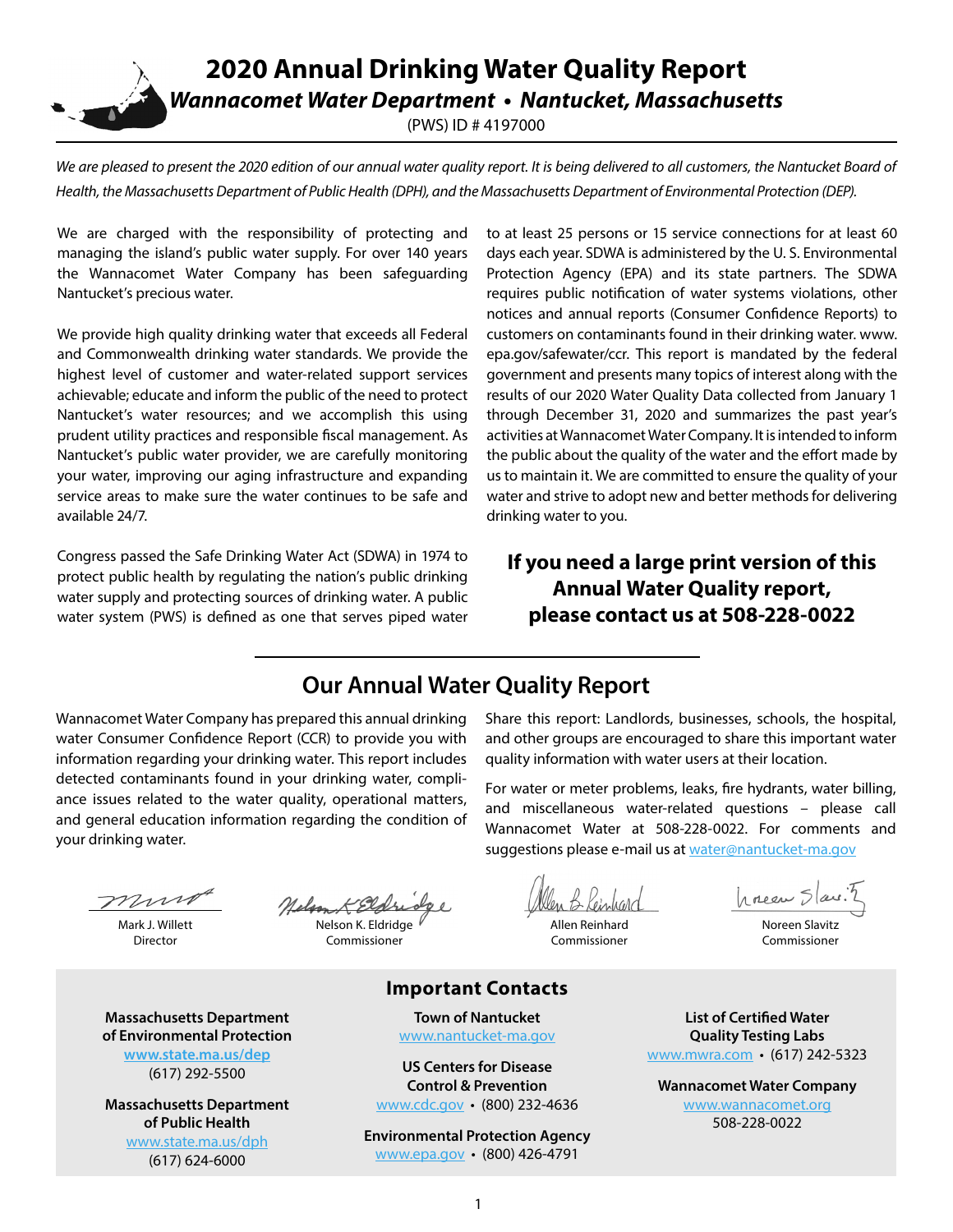# 2020 Annual Drinking Water Quality Report

***Wannacomet Water Department • Nantucket, Massachusetts***

(PWS) ID # 4197000

*We are pleased to present the 2020 edition of our annual water quality report. It is being delivered to all customers, the Nantucket Board of Health, the Massachusetts Department of Public Health (DPH), and the Massachusetts Department of Environmental Protection (DEP).*

We are charged with the responsibility of protecting and managing the island's public water supply. For over 140 years the Wannacomet Water Company has been safeguarding Nantucket's precious water.

We provide high quality drinking water that exceeds all Federal and Commonwealth drinking water standards. We provide the highest level of customer and water-related support services achievable; educate and inform the public of the need to protect Nantucket's water resources; and we accomplish this using prudent utility practices and responsible fiscal management. As Nantucket's public water provider, we are carefully monitoring your water, improving our aging infrastructure and expanding service areas to make sure the water continues to be safe and available 24/7.

Congress passed the Safe Drinking Water Act (SDWA) in 1974 to protect public health by regulating the nation's public drinking water supply and protecting sources of drinking water. A public water system (PWS) is defined as one that serves piped water to at least 25 persons or 15 service connections for at least 60 days each year. SDWA is administered by the U. S. Environmental Protection Agency (EPA) and its state partners. The SDWA requires public notification of water systems violations, other notices and annual reports (Consumer Confidence Reports) to customers on contaminants found in their drinking water. www.epa.gov/safewater/ccr. This report is mandated by the federal government and presents many topics of interest along with the results of our 2020 Water Quality Data collected from January 1 through December 31, 2020 and summarizes the past year's activities at Wannacomet Water Company. It is intended to inform the public about the quality of the water and the effort made by us to maintain it. We are committed to ensure the quality of your water and strive to adopt new and better methods for delivering drinking water to you.

**If you need a large print version of this Annual Water Quality report, please contact us at 508-228-0022**

## Our Annual Water Quality Report

Wannacomet Water Company has prepared this annual drinking water Consumer Confidence Report (CCR) to provide you with information regarding your drinking water. This report includes detected contaminants found in your drinking water, compliance issues related to the water quality, operational matters, and general education information regarding the condition of your drinking water.

Share this report: Landlords, businesses, schools, the hospital, and other groups are encouraged to share this important water quality information with water users at their location.

For water or meter problems, leaks, fire hydrants, water billing, and miscellaneous water-related questions – please call Wannacomet Water at 508-228-0022. For comments and suggestions please e-mail us at water@nantucket-ma.gov

| Mark J. Willett | Nelson K. Eldridge | Allen Reinhard | Noreen Slavitz |
|---|---|---|---|
| Director | Commissioner | Commissioner | Commissioner |

## Important Contacts

**Massachusetts Department of Environmental Protection**
www.state.ma.us/dep
(617) 292-5500

**Massachusetts Department of Public Health**
www.state.ma.us/dph
(617) 624-6000

**Town of Nantucket**
www.nantucket-ma.gov

**US Centers for Disease Control & Prevention**
www.cdc.gov • (800) 232-4636

**Environmental Protection Agency**
www.epa.gov • (800) 426-4791

**List of Certified Water Quality Testing Labs**
www.mwra.com • (617) 242-5323

**Wannacomet Water Company**
www.wannacomet.org
508-228-0022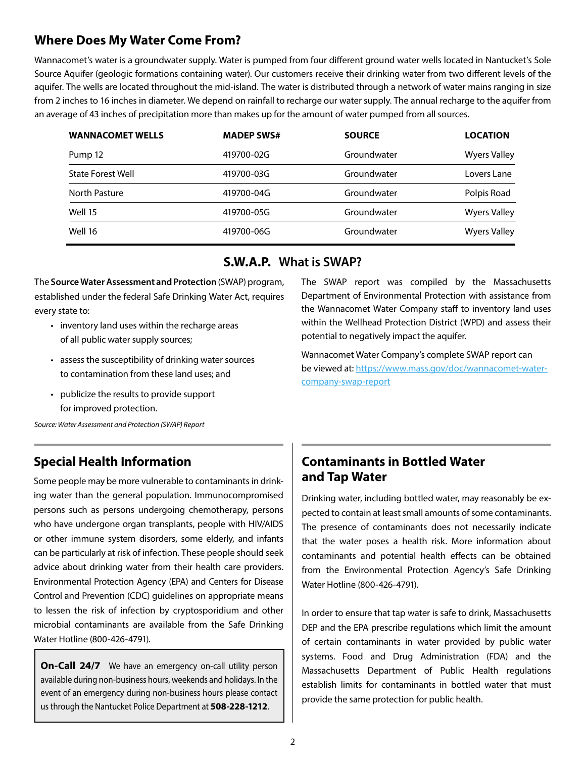## Where Does My Water Come From?

Wannacomet's water is a groundwater supply. Water is pumped from four different ground water wells located in Nantucket's Sole Source Aquifer (geologic formations containing water). Our customers receive their drinking water from two different levels of the aquifer. The wells are located throughout the mid-island. The water is distributed through a network of water mains ranging in size from 2 inches to 16 inches in diameter. We depend on rainfall to recharge our water supply. The annual recharge to the aquifer from an average of 43 inches of precipitation more than makes up for the amount of water pumped from all sources.

| WANNACOMET WELLS | MADEP SWS# | SOURCE | LOCATION |
|---|---|---|---|
| Pump 12 | 419700-02G | Groundwater | Wyers Valley |
| State Forest Well | 419700-03G | Groundwater | Lovers Lane |
| North Pasture | 419700-04G | Groundwater | Polpis Road |
| Well 15 | 419700-05G | Groundwater | Wyers Valley |
| Well 16 | 419700-06G | Groundwater | Wyers Valley |

## S.W.A.P. What is SWAP?

The **Source Water Assessment and Protection** (SWAP) program, established under the federal Safe Drinking Water Act, requires every state to:

- inventory land uses within the recharge areas of all public water supply sources;
- assess the susceptibility of drinking water sources to contamination from these land uses; and
- publicize the results to provide support for improved protection.

*Source: Water Assessment and Protection (SWAP) Report*

The SWAP report was compiled by the Massachusetts Department of Environmental Protection with assistance from the Wannacomet Water Company staff to inventory land uses within the Wellhead Protection District (WPD) and assess their potential to negatively impact the aquifer.

Wannacomet Water Company's complete SWAP report can be viewed at: https://www.mass.gov/doc/wannacomet-water-company-swap-report

## Special Health Information

Some people may be more vulnerable to contaminants in drinking water than the general population. Immunocompromised persons such as persons undergoing chemotherapy, persons who have undergone organ transplants, people with HIV/AIDS or other immune system disorders, some elderly, and infants can be particularly at risk of infection. These people should seek advice about drinking water from their health care providers. Environmental Protection Agency (EPA) and Centers for Disease Control and Prevention (CDC) guidelines on appropriate means to lessen the risk of infection by cryptosporidium and other microbial contaminants are available from the Safe Drinking Water Hotline (800-426-4791).

**On-Call 24/7** We have an emergency on-call utility person available during non-business hours, weekends and holidays. In the event of an emergency during non-business hours please contact us through the Nantucket Police Department at **508-228-1212**.

## Contaminants in Bottled Water and Tap Water

Drinking water, including bottled water, may reasonably be expected to contain at least small amounts of some contaminants. The presence of contaminants does not necessarily indicate that the water poses a health risk. More information about contaminants and potential health effects can be obtained from the Environmental Protection Agency's Safe Drinking Water Hotline (800-426-4791).

In order to ensure that tap water is safe to drink, Massachusetts DEP and the EPA prescribe regulations which limit the amount of certain contaminants in water provided by public water systems. Food and Drug Administration (FDA) and the Massachusetts Department of Public Health regulations establish limits for contaminants in bottled water that must provide the same protection for public health.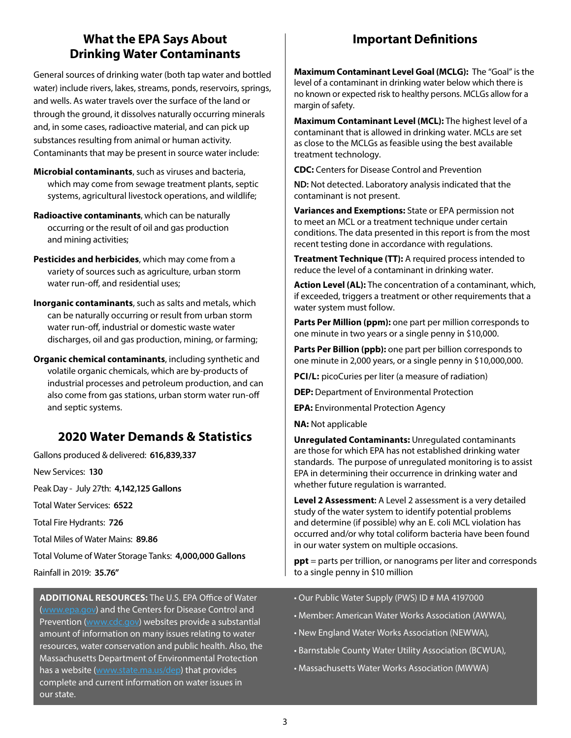## What the EPA Says About Drinking Water Contaminants

General sources of drinking water (both tap water and bottled water) include rivers, lakes, streams, ponds, reservoirs, springs, and wells. As water travels over the surface of the land or through the ground, it dissolves naturally occurring minerals and, in some cases, radioactive material, and can pick up substances resulting from animal or human activity. Contaminants that may be present in source water include:

**Microbial contaminants**, such as viruses and bacteria, which may come from sewage treatment plants, septic systems, agricultural livestock operations, and wildlife;

**Radioactive contaminants**, which can be naturally occurring or the result of oil and gas production and mining activities;

**Pesticides and herbicides**, which may come from a variety of sources such as agriculture, urban storm water run-off, and residential uses;

**Inorganic contaminants**, such as salts and metals, which can be naturally occurring or result from urban storm water run-off, industrial or domestic waste water discharges, oil and gas production, mining, or farming;

**Organic chemical contaminants**, including synthetic and volatile organic chemicals, which are by-products of industrial processes and petroleum production, and can also come from gas stations, urban storm water run-off and septic systems.

## 2020 Water Demands & Statistics

Gallons produced & delivered: **616,839,337**

New Services: **130**

Peak Day - July 27th: **4,142,125 Gallons**

Total Water Services: **6522**

Total Fire Hydrants: **726**

Total Miles of Water Mains: **89.86**

Total Volume of Water Storage Tanks: **4,000,000 Gallons**

Rainfall in 2019: **35.76"**

## Important Definitions

**Maximum Contaminant Level Goal (MCLG):** The "Goal" is the level of a contaminant in drinking water below which there is no known or expected risk to healthy persons. MCLGs allow for a margin of safety.

**Maximum Contaminant Level (MCL):** The highest level of a contaminant that is allowed in drinking water. MCLs are set as close to the MCLGs as feasible using the best available treatment technology.

**CDC:** Centers for Disease Control and Prevention

**ND:** Not detected. Laboratory analysis indicated that the contaminant is not present.

**Variances and Exemptions:** State or EPA permission not to meet an MCL or a treatment technique under certain conditions. The data presented in this report is from the most recent testing done in accordance with regulations.

**Treatment Technique (TT):** A required process intended to reduce the level of a contaminant in drinking water.

**Action Level (AL):** The concentration of a contaminant, which, if exceeded, triggers a treatment or other requirements that a water system must follow.

**Parts Per Million (ppm):** one part per million corresponds to one minute in two years or a single penny in $10,000.

**Parts Per Billion (ppb):** one part per billion corresponds to one minute in 2,000 years, or a single penny in $10,000,000.

**PCI/L:** picoCuries per liter (a measure of radiation)

**DEP:** Department of Environmental Protection

**EPA:** Environmental Protection Agency

**NA:** Not applicable

**Unregulated Contaminants:** Unregulated contaminants are those for which EPA has not established drinking water standards. The purpose of unregulated monitoring is to assist EPA in determining their occurrence in drinking water and whether future regulation is warranted.

**Level 2 Assessment:** A Level 2 assessment is a very detailed study of the water system to identify potential problems and determine (if possible) why an E. coli MCL violation has occurred and/or why total coliform bacteria have been found in our water system on multiple occasions.

**ppt** = parts per trillion, or nanograms per liter and corresponds to a single penny in $10 million

**ADDITIONAL RESOURCES:** The U.S. EPA Office of Water (www.epa.gov) and the Centers for Disease Control and Prevention (www.cdc.gov) websites provide a substantial amount of information on many issues relating to water resources, water conservation and public health. Also, the Massachusetts Department of Environmental Protection has a website (www.state.ma.us/dep) that provides complete and current information on water issues in our state.

- Our Public Water Supply (PWS) ID # MA 4197000
- Member: American Water Works Association (AWWA),
- New England Water Works Association (NEWWA),
- Barnstable County Water Utility Association (BCWUA),
- Massachusetts Water Works Association (MWWA)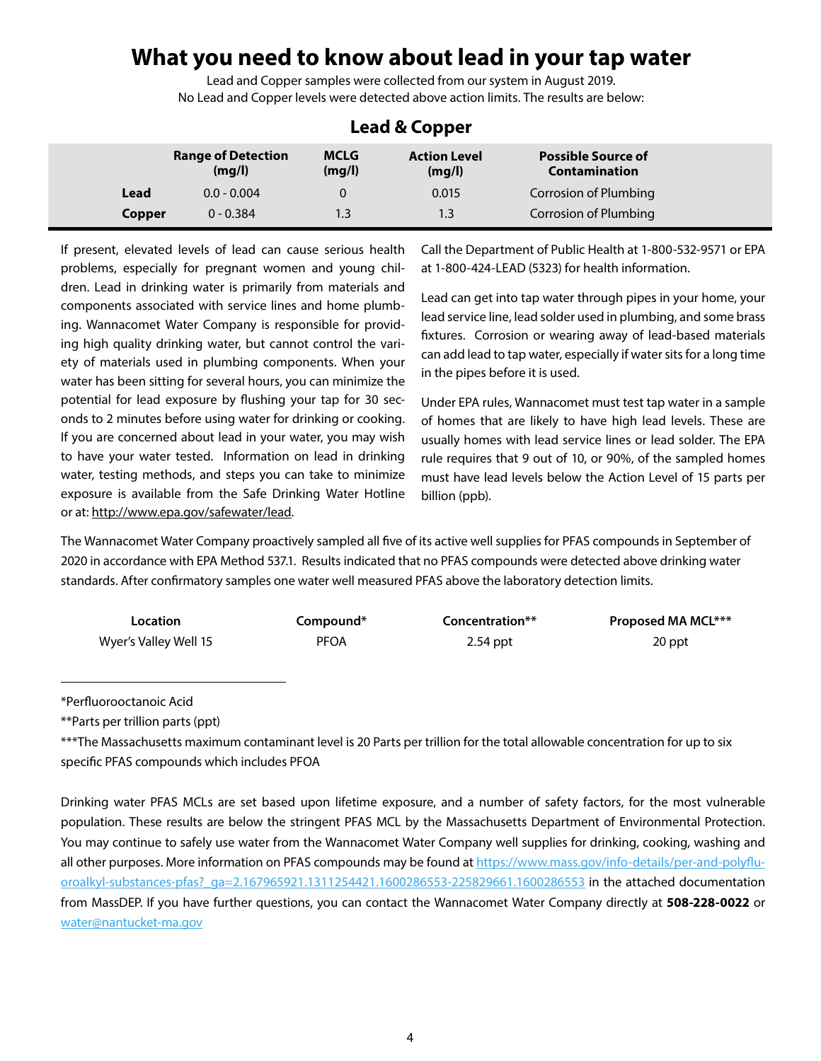# What you need to know about lead in your tap water

Lead and Copper samples were collected from our system in August 2019.
No Lead and Copper levels were detected above action limits. The results are below:

## Lead & Copper

| | Range of Detection (mg/l) | MCLG (mg/l) | Action Level (mg/l) | Possible Source of Contamination |
|---|---|---|---|---|
| **Lead** | 0.0 - 0.004 | 0 | 0.015 | Corrosion of Plumbing |
| **Copper** | 0 - 0.384 | 1.3 | 1.3 | Corrosion of Plumbing |

If present, elevated levels of lead can cause serious health problems, especially for pregnant women and young children. Lead in drinking water is primarily from materials and components associated with service lines and home plumbing. Wannacomet Water Company is responsible for providing high quality drinking water, but cannot control the variety of materials used in plumbing components. When your water has been sitting for several hours, you can minimize the potential for lead exposure by flushing your tap for 30 seconds to 2 minutes before using water for drinking or cooking. If you are concerned about lead in your water, you may wish to have your water tested. Information on lead in drinking water, testing methods, and steps you can take to minimize exposure is available from the Safe Drinking Water Hotline or at: http://www.epa.gov/safewater/lead.

Call the Department of Public Health at 1-800-532-9571 or EPA at 1-800-424-LEAD (5323) for health information.

Lead can get into tap water through pipes in your home, your lead service line, lead solder used in plumbing, and some brass fixtures. Corrosion or wearing away of lead-based materials can add lead to tap water, especially if water sits for a long time in the pipes before it is used.

Under EPA rules, Wannacomet must test tap water in a sample of homes that are likely to have high lead levels. These are usually homes with lead service lines or lead solder. The EPA rule requires that 9 out of 10, or 90%, of the sampled homes must have lead levels below the Action Level of 15 parts per billion (ppb).

The Wannacomet Water Company proactively sampled all five of its active well supplies for PFAS compounds in September of 2020 in accordance with EPA Method 537.1. Results indicated that no PFAS compounds were detected above drinking water standards. After confirmatory samples one water well measured PFAS above the laboratory detection limits.

| Location | Compound* | Concentration** | Proposed MA MCL*** |
|---|---|---|---|
| Wyer's Valley Well 15 | PFOA | 2.54 ppt | 20 ppt |

*Perfluorooctanoic Acid

**Parts per trillion parts (ppt)

***The Massachusetts maximum contaminant level is 20 Parts per trillion for the total allowable concentration for up to six specific PFAS compounds which includes PFOA

Drinking water PFAS MCLs are set based upon lifetime exposure, and a number of safety factors, for the most vulnerable population. These results are below the stringent PFAS MCL by the Massachusetts Department of Environmental Protection. You may continue to safely use water from the Wannacomet Water Company well supplies for drinking, cooking, washing and all other purposes. More information on PFAS compounds may be found at https://www.mass.gov/info-details/per-and-polyfluoroalkyl-substances-pfas?_ga=2.167965921.1311254421.1600286553-225829661.1600286553 in the attached documentation from MassDEP. If you have further questions, you can contact the Wannacomet Water Company directly at **508-228-0022** or water@nantucket-ma.gov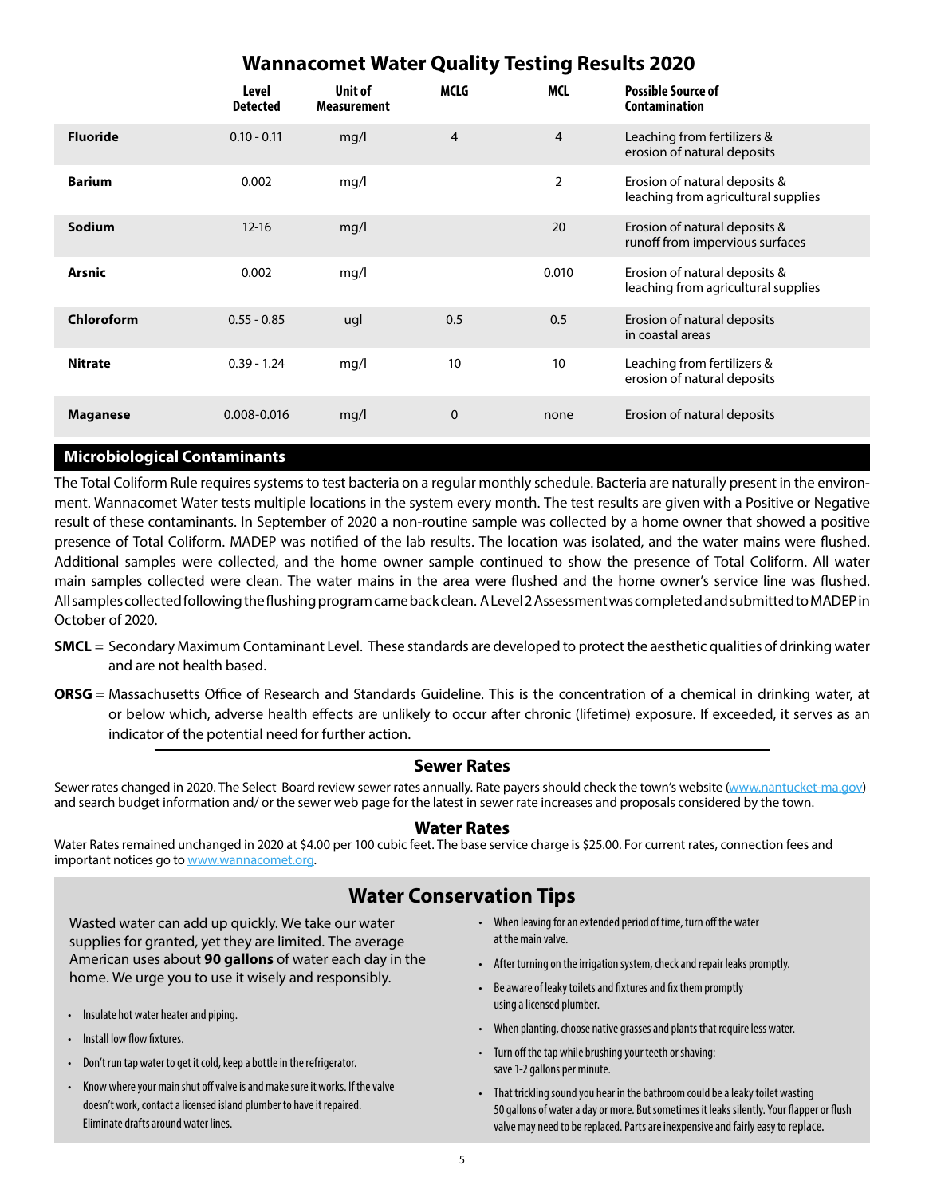## Wannacomet Water Quality Testing Results 2020

| | Level Detected | Unit of Measurement | MCLG | MCL | Possible Source of Contamination |
|---|---|---|---|---|---|
| **Fluoride** | 0.10 - 0.11 | mg/l | 4 | 4 | Leaching from fertilizers & erosion of natural deposits |
| **Barium** | 0.002 | mg/l | | 2 | Erosion of natural deposits & leaching from agricultural supplies |
| **Sodium** | 12-16 | mg/l | | 20 | Erosion of natural deposits & runoff from impervious surfaces |
| **Arsnic** | 0.002 | mg/l | | 0.010 | Erosion of natural deposits & leaching from agricultural supplies |
| **Chloroform** | 0.55 - 0.85 | ugl | 0.5 | 0.5 | Erosion of natural deposits in coastal areas |
| **Nitrate** | 0.39 - 1.24 | mg/l | 10 | 10 | Leaching from fertilizers & erosion of natural deposits |
| **Maganese** | 0.008-0.016 | mg/l | 0 | none | Erosion of natural deposits |

### Microbiological Contaminants

The Total Coliform Rule requires systems to test bacteria on a regular monthly schedule. Bacteria are naturally present in the environment. Wannacomet Water tests multiple locations in the system every month. The test results are given with a Positive or Negative result of these contaminants. In September of 2020 a non-routine sample was collected by a home owner that showed a positive presence of Total Coliform. MADEP was notified of the lab results. The location was isolated, and the water mains were flushed. Additional samples were collected, and the home owner sample continued to show the presence of Total Coliform. All water main samples collected were clean. The water mains in the area were flushed and the home owner's service line was flushed. All samples collected following the flushing program came back clean. A Level 2 Assessment was completed and submitted to MADEP in October of 2020.

**SMCL** = Secondary Maximum Contaminant Level. These standards are developed to protect the aesthetic qualities of drinking water and are not health based.

**ORSG** = Massachusetts Office of Research and Standards Guideline. This is the concentration of a chemical in drinking water, at or below which, adverse health effects are unlikely to occur after chronic (lifetime) exposure. If exceeded, it serves as an indicator of the potential need for further action.

### Sewer Rates

Sewer rates changed in 2020. The Select Board review sewer rates annually. Rate payers should check the town's website (www.nantucket-ma.gov) and search budget information and/ or the sewer web page for the latest in sewer rate increases and proposals considered by the town.

### Water Rates

Water Rates remained unchanged in 2020 at $4.00 per 100 cubic feet. The base service charge is $25.00. For current rates, connection fees and important notices go to www.wannacomet.org.

## Water Conservation Tips

Wasted water can add up quickly. We take our water supplies for granted, yet they are limited. The average American uses about **90 gallons** of water each day in the home. We urge you to use it wisely and responsibly.

- Insulate hot water heater and piping.
- Install low flow fixtures.
- Don't run tap water to get it cold, keep a bottle in the refrigerator.
- Know where your main shut off valve is and make sure it works. If the valve doesn't work, contact a licensed island plumber to have it repaired. Eliminate drafts around water lines.
- When leaving for an extended period of time, turn off the water at the main valve.
- After turning on the irrigation system, check and repair leaks promptly.
- Be aware of leaky toilets and fixtures and fix them promptly using a licensed plumber.
- When planting, choose native grasses and plants that require less water.
- Turn off the tap while brushing your teeth or shaving: save 1-2 gallons per minute.
- That trickling sound you hear in the bathroom could be a leaky toilet wasting 50 gallons of water a day or more. But sometimes it leaks silently. Your flapper or flush valve may need to be replaced. Parts are inexpensive and fairly easy to replace.